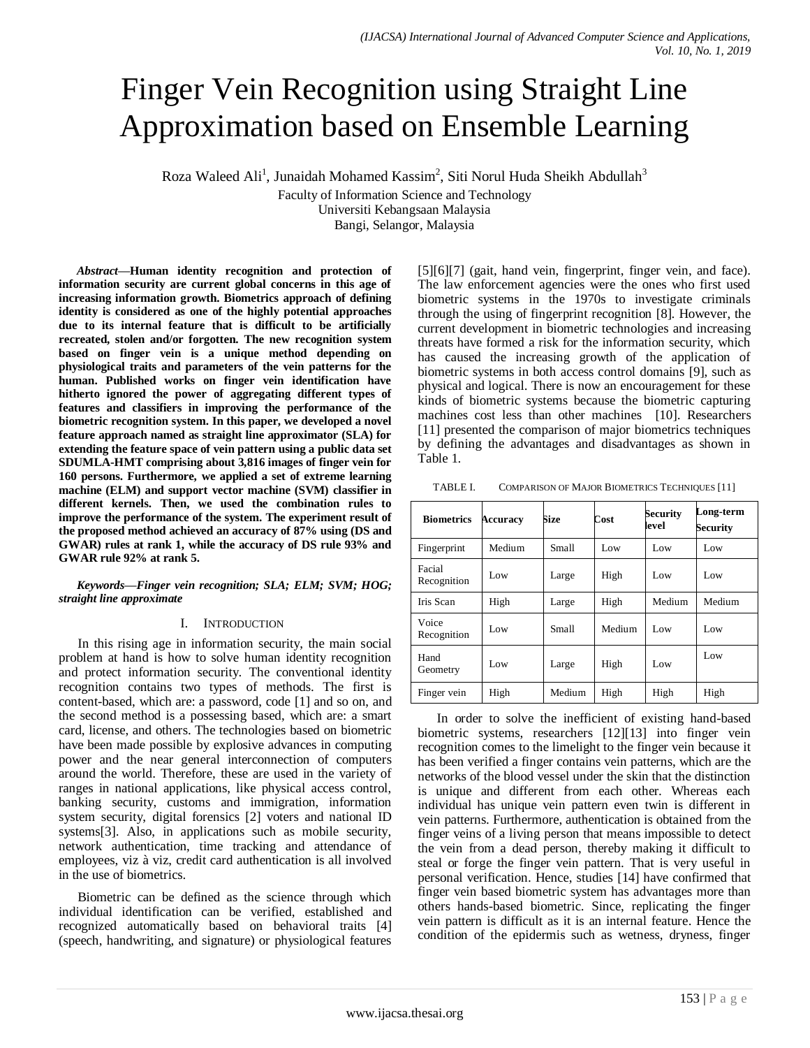# Finger Vein Recognition using Straight Line Approximation based on Ensemble Learning

Roza Waleed Ali[1], Junaidah Mohamed Kassim[2], Siti Norul Huda Sheikh Abdullah[3]

Faculty of Information Science and Technology
Universiti Kebangsaan Malaysia
Bangi, Selangor, Malaysia

***Abstract*—Human identity recognition and protection of information security are current global concerns in this age of increasing information growth. Biometrics approach of defining identity is considered as one of the highly potential approaches due to its internal feature that is difficult to be artificially recreated, stolen and/or forgotten. The new recognition system based on finger vein is a unique method depending on physiological traits and parameters of the vein patterns for the human. Published works on finger vein identification have hitherto ignored the power of aggregating different types of features and classifiers in improving the performance of the biometric recognition system. In this paper, we developed a novel feature approach named as straight line approximator (SLA) for extending the feature space of vein pattern using a public data set SDUMLA-HMT comprising about 3,816 images of finger vein for 160 persons. Furthermore, we applied a set of extreme learning machine (ELM) and support vector machine (SVM) classifier in different kernels. Then, we used the combination rules to improve the performance of the system. The experiment result of the proposed method achieved an accuracy of 87% using (DS and GWAR) rules at rank 1, while the accuracy of DS rule 93% and GWAR rule 92% at rank 5.**

***Keywords*—Finger vein recognition; SLA; ELM; SVM; HOG; straight line approximate**

## I. Introduction

In this rising age in information security, the main social problem at hand is how to solve human identity recognition and protect information security. The conventional identity recognition contains two types of methods. The first is content-based, which are: a password, code [1] and so on, and the second method is a possessing based, which are: a smart card, license, and others. The technologies based on biometric have been made possible by explosive advances in computing power and the near general interconnection of computers around the world. Therefore, these are used in the variety of ranges in national applications, like physical access control, banking security, customs and immigration, information system security, digital forensics [2] voters and national ID systems[3]. Also, in applications such as mobile security, network authentication, time tracking and attendance of employees, viz à viz, credit card authentication is all involved in the use of biometrics.

Biometric can be defined as the science through which individual identification can be verified, established and recognized automatically based on behavioral traits [4] (speech, handwriting, and signature) or physiological features [5][6][7] (gait, hand vein, fingerprint, finger vein, and face). The law enforcement agencies were the ones who first used biometric systems in the 1970s to investigate criminals through the using of fingerprint recognition [8]. However, the current development in biometric technologies and increasing threats have formed a risk for the information security, which has caused the increasing growth of the application of biometric systems in both access control domains [9], such as physical and logical. There is now an encouragement for these kinds of biometric systems because the biometric capturing machines cost less than other machines [10]. Researchers [11] presented the comparison of major biometrics techniques by defining the advantages and disadvantages as shown in Table 1.

TABLE I. Comparison of Major Biometrics Techniques [11]

| Biometrics | Accuracy | Size | Cost | Security level | Long-term Security |
|---|---|---|---|---|---|
| Fingerprint | Medium | Small | Low | Low | Low |
| Facial Recognition | Low | Large | High | Low | Low |
| Iris Scan | High | Large | High | Medium | Medium |
| Voice Recognition | Low | Small | Medium | Low | Low |
| Hand Geometry | Low | Large | High | Low | Low |
| Finger vein | High | Medium | High | High | High |

In order to solve the inefficient of existing hand-based biometric systems, researchers [12][13] into finger vein recognition comes to the limelight to the finger vein because it has been verified a finger contains vein patterns, which are the networks of the blood vessel under the skin that the distinction is unique and different from each other. Whereas each individual has unique vein pattern even twin is different in vein patterns. Furthermore, authentication is obtained from the finger veins of a living person that means impossible to detect the vein from a dead person, thereby making it difficult to steal or forge the finger vein pattern. That is very useful in personal verification. Hence, studies [14] have confirmed that finger vein based biometric system has advantages more than others hands-based biometric. Since, replicating the finger vein pattern is difficult as it is an internal feature. Hence the condition of the epidermis such as wetness, dryness, finger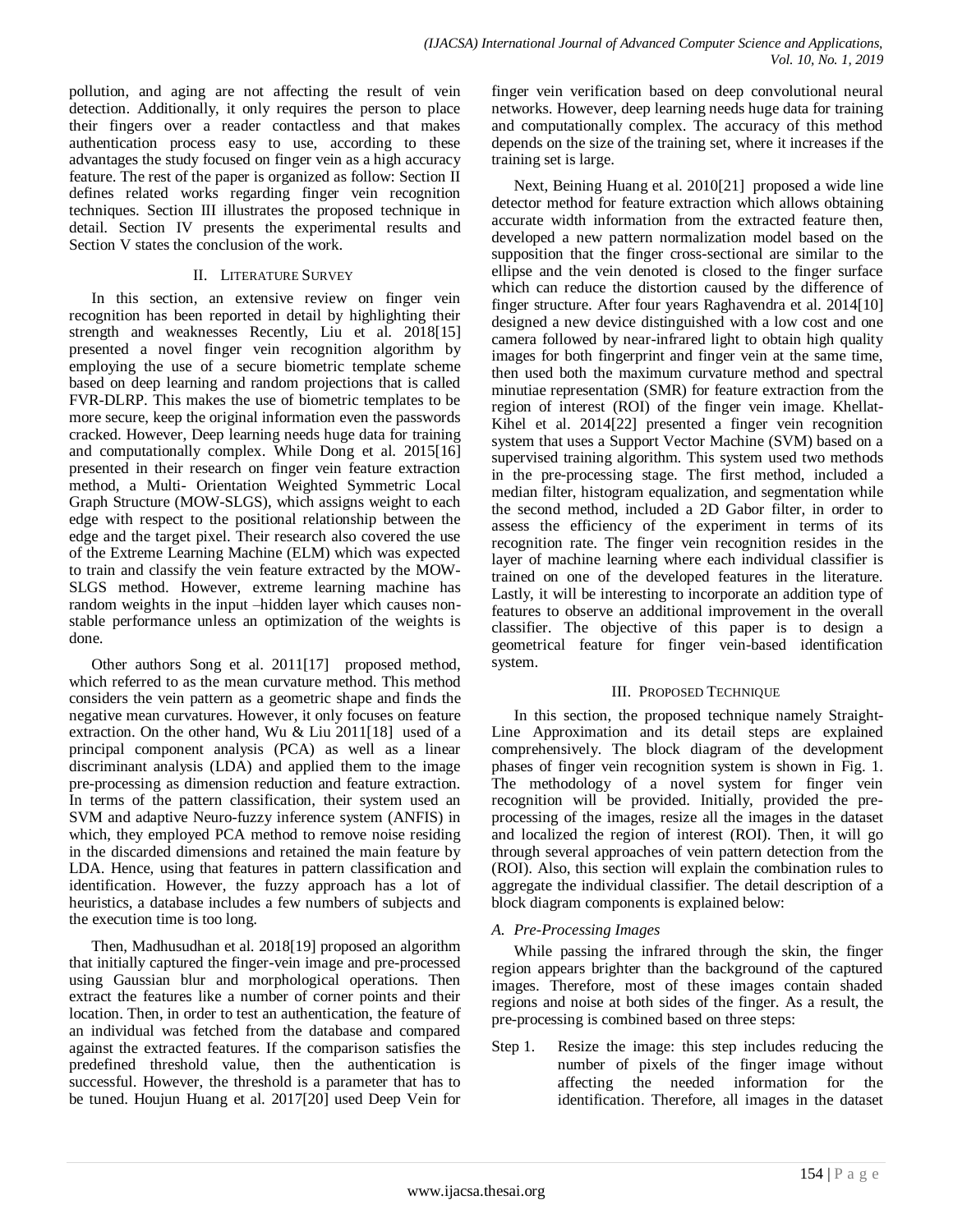pollution, and aging are not affecting the result of vein detection. Additionally, it only requires the person to place their fingers over a reader contactless and that makes authentication process easy to use, according to these advantages the study focused on finger vein as a high accuracy feature. The rest of the paper is organized as follow: Section II defines related works regarding finger vein recognition techniques. Section III illustrates the proposed technique in detail. Section IV presents the experimental results and Section V states the conclusion of the work.

## II. Literature Survey

In this section, an extensive review on finger vein recognition has been reported in detail by highlighting their strength and weaknesses Recently, Liu et al. 2018[15] presented a novel finger vein recognition algorithm by employing the use of a secure biometric template scheme based on deep learning and random projections that is called FVR-DLRP. This makes the use of biometric templates to be more secure, keep the original information even the passwords cracked. However, Deep learning needs huge data for training and computationally complex. While Dong et al. 2015[16] presented in their research on finger vein feature extraction method, a Multi- Orientation Weighted Symmetric Local Graph Structure (MOW-SLGS), which assigns weight to each edge with respect to the positional relationship between the edge and the target pixel. Their research also covered the use of the Extreme Learning Machine (ELM) which was expected to train and classify the vein feature extracted by the MOW-SLGS method. However, extreme learning machine has random weights in the input –hidden layer which causes non-stable performance unless an optimization of the weights is done.

Other authors Song et al. 2011[17] proposed method, which referred to as the mean curvature method. This method considers the vein pattern as a geometric shape and finds the negative mean curvatures. However, it only focuses on feature extraction. On the other hand, Wu & Liu 2011[18] used of a principal component analysis (PCA) as well as a linear discriminant analysis (LDA) and applied them to the image pre-processing as dimension reduction and feature extraction. In terms of the pattern classification, their system used an SVM and adaptive Neuro-fuzzy inference system (ANFIS) in which, they employed PCA method to remove noise residing in the discarded dimensions and retained the main feature by LDA. Hence, using that features in pattern classification and identification. However, the fuzzy approach has a lot of heuristics, a database includes a few numbers of subjects and the execution time is too long.

Then, Madhusudhan et al. 2018[19] proposed an algorithm that initially captured the finger-vein image and pre-processed using Gaussian blur and morphological operations. Then extract the features like a number of corner points and their location. Then, in order to test an authentication, the feature of an individual was fetched from the database and compared against the extracted features. If the comparison satisfies the predefined threshold value, then the authentication is successful. However, the threshold is a parameter that has to be tuned. Houjun Huang et al. 2017[20] used Deep Vein for finger vein verification based on deep convolutional neural networks. However, deep learning needs huge data for training and computationally complex. The accuracy of this method depends on the size of the training set, where it increases if the training set is large.

Next, Beining Huang et al. 2010[21] proposed a wide line detector method for feature extraction which allows obtaining accurate width information from the extracted feature then, developed a new pattern normalization model based on the supposition that the finger cross-sectional are similar to the ellipse and the vein denoted is closed to the finger surface which can reduce the distortion caused by the difference of finger structure. After four years Raghavendra et al. 2014[10] designed a new device distinguished with a low cost and one camera followed by near-infrared light to obtain high quality images for both fingerprint and finger vein at the same time, then used both the maximum curvature method and spectral minutiae representation (SMR) for feature extraction from the region of interest (ROI) of the finger vein image. Khellat-Kihel et al. 2014[22] presented a finger vein recognition system that uses a Support Vector Machine (SVM) based on a supervised training algorithm. This system used two methods in the pre-processing stage. The first method, included a median filter, histogram equalization, and segmentation while the second method, included a 2D Gabor filter, in order to assess the efficiency of the experiment in terms of its recognition rate. The finger vein recognition resides in the layer of machine learning where each individual classifier is trained on one of the developed features in the literature. Lastly, it will be interesting to incorporate an addition type of features to observe an additional improvement in the overall classifier. The objective of this paper is to design a geometrical feature for finger vein-based identification system.

## III. Proposed Technique

In this section, the proposed technique namely Straight-Line Approximation and its detail steps are explained comprehensively. The block diagram of the development phases of finger vein recognition system is shown in Fig. 1. The methodology of a novel system for finger vein recognition will be provided. Initially, provided the pre-processing of the images, resize all the images in the dataset and localized the region of interest (ROI). Then, it will go through several approaches of vein pattern detection from the (ROI). Also, this section will explain the combination rules to aggregate the individual classifier. The detail description of a block diagram components is explained below:

### A. Pre-Processing Images

While passing the infrared through the skin, the finger region appears brighter than the background of the captured images. Therefore, most of these images contain shaded regions and noise at both sides of the finger. As a result, the pre-processing is combined based on three steps:

Step 1. Resize the image: this step includes reducing the number of pixels of the finger image without affecting the needed information for the identification. Therefore, all images in the dataset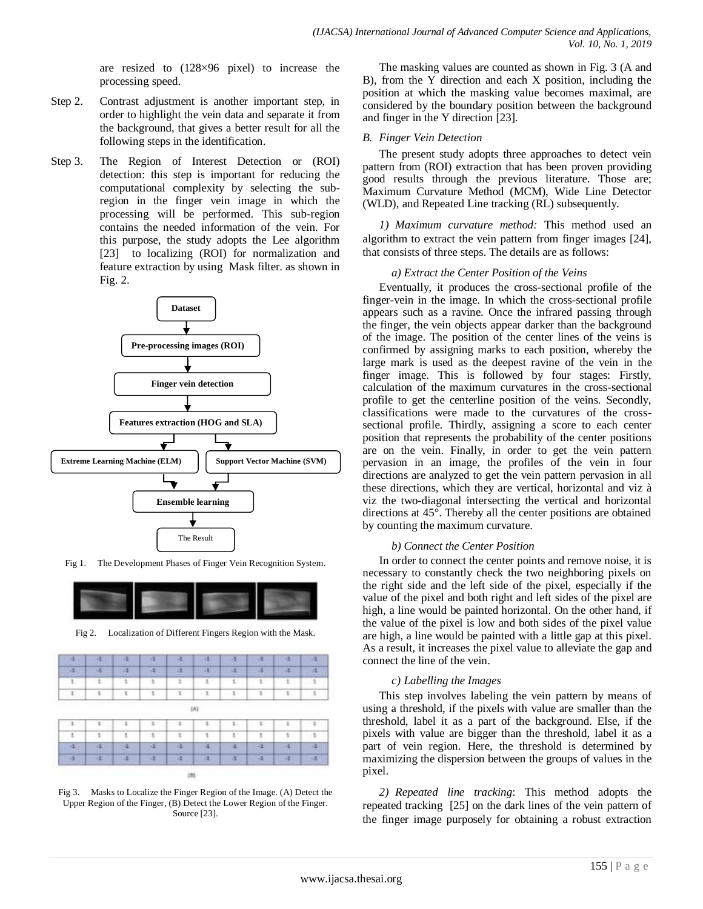are resized to (128×96 pixel) to increase the processing speed.

Step 2. Contrast adjustment is another important step, in order to highlight the vein data and separate it from the background, that gives a better result for all the following steps in the identification.

Step 3. The Region of Interest Detection or (ROI) detection: this step is important for reducing the computational complexity by selecting the sub-region in the finger vein image in which the processing will be performed. This sub-region contains the needed information of the vein. For this purpose, the study adopts the Lee algorithm [23] to localizing (ROI) for normalization and feature extraction by using Mask filter. as shown in Fig. 2.

Fig 1. The Development Phases of Finger Vein Recognition System.

Fig 2. Localization of Different Fingers Region with the Mask.

Fig 3. Masks to Localize the Finger Region of the Image. (A) Detect the Upper Region of the Finger, (B) Detect the Lower Region of the Finger. Source [23].

The masking values are counted as shown in Fig. 3 (A and B), from the Y direction and each X position, including the position at which the masking value becomes maximal, are considered by the boundary position between the background and finger in the Y direction [23].

### *B. Finger Vein Detection*

The present study adopts three approaches to detect vein pattern from (ROI) extraction that has been proven providing good results through the previous literature. Those are; Maximum Curvature Method (MCM), Wide Line Detector (WLD), and Repeated Line tracking (RL) subsequently.

*1) Maximum curvature method:* This method used an algorithm to extract the vein pattern from finger images [24], that consists of three steps. The details are as follows:

*a) Extract the Center Position of the Veins*

Eventually, it produces the cross-sectional profile of the finger-vein in the image. In which the cross-sectional profile appears such as a ravine. Once the infrared passing through the finger, the vein objects appear darker than the background of the image. The position of the center lines of the veins is confirmed by assigning marks to each position, whereby the large mark is used as the deepest ravine of the vein in the finger image. This is followed by four stages: Firstly, calculation of the maximum curvatures in the cross-sectional profile to get the centerline position of the veins. Secondly, classifications were made to the curvatures of the cross-sectional profile. Thirdly, assigning a score to each center position that represents the probability of the center positions are on the vein. Finally, in order to get the vein pattern pervasion in an image, the profiles of the vein in four directions are analyzed to get the vein pattern pervasion in all these directions, which they are vertical, horizontal and viz à viz the two-diagonal intersecting the vertical and horizontal directions at 45°. Thereby all the center positions are obtained by counting the maximum curvature.

*b) Connect the Center Position*

In order to connect the center points and remove noise, it is necessary to constantly check the two neighboring pixels on the right side and the left side of the pixel, especially if the value of the pixel and both right and left sides of the pixel are high, a line would be painted horizontal. On the other hand, if the value of the pixel is low and both sides of the pixel value are high, a line would be painted with a little gap at this pixel. As a result, it increases the pixel value to alleviate the gap and connect the line of the vein.

*c) Labelling the Images*

This step involves labeling the vein pattern by means of using a threshold, if the pixels with value are smaller than the threshold, label it as a part of the background. Else, if the pixels with value are bigger than the threshold, label it as a part of vein region. Here, the threshold is determined by maximizing the dispersion between the groups of values in the pixel.

*2) Repeated line tracking*: This method adopts the repeated tracking [25] on the dark lines of the vein pattern of the finger image purposely for obtaining a robust extraction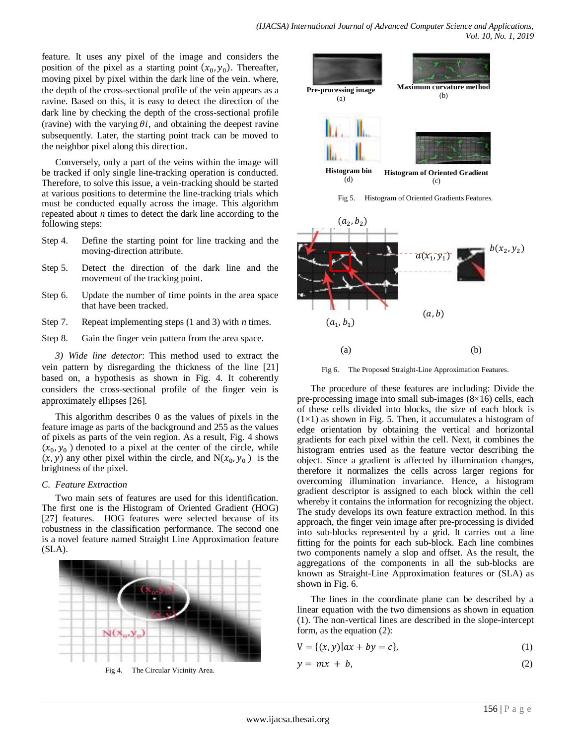feature. It uses any pixel of the image and considers the position of the pixel as a starting point $(x_0, y_0)$. Thereafter, moving pixel by pixel within the dark line of the vein. where, the depth of the cross-sectional profile of the vein appears as a ravine. Based on this, it is easy to detect the direction of the dark line by checking the depth of the cross-sectional profile (ravine) with the varying $\theta i$, and obtaining the deepest ravine subsequently. Later, the starting point track can be moved to the neighbor pixel along this direction.

Conversely, only a part of the veins within the image will be tracked if only single line-tracking operation is conducted. Therefore, to solve this issue, a vein-tracking should be started at various positions to determine the line-tracking trials which must be conducted equally across the image. This algorithm repeated about *n* times to detect the dark line according to the following steps:

Step 4. Define the starting point for line tracking and the moving-direction attribute.

Step 5. Detect the direction of the dark line and the movement of the tracking point.

Step 6. Update the number of time points in the area space that have been tracked.

Step 7. Repeat implementing steps (1 and 3) with *n* times.

Step 8. Gain the finger vein pattern from the area space.

*3) Wide line detector*: This method used to extract the vein pattern by disregarding the thickness of the line [21] based on, a hypothesis as shown in Fig. 4. It coherently considers the cross-sectional profile of the finger vein is approximately ellipses [26].

This algorithm describes 0 as the values of pixels in the feature image as parts of the background and 255 as the values of pixels as parts of the vein region. As a result, Fig. 4 shows $(x_0, y_0)$ denoted to a pixel at the center of the circle, while $(x, y)$ any other pixel within the circle, and $N(x_0, y_0)$ is the brightness of the pixel.

### C. Feature Extraction

Two main sets of features are used for this identification. The first one is the Histogram of Oriented Gradient (HOG) [27] features. HOG features were selected because of its robustness in the classification performance. The second one is a novel feature named Straight Line Approximation feature (SLA).

Fig 4. The Circular Vicinity Area.

Fig 5. Histogram of Oriented Gradients Features.

Fig 6. The Proposed Straight-Line Approximation Features.

The procedure of these features are including: Divide the pre-processing image into small sub-images (8×16) cells, each of these cells divided into blocks, the size of each block is (1×1) as shown in Fig. 5. Then, it accumulates a histogram of edge orientation by obtaining the vertical and horizontal gradients for each pixel within the cell. Next, it combines the histogram entries used as the feature vector describing the object. Since a gradient is affected by illumination changes, therefore it normalizes the cells across larger regions for overcoming illumination invariance. Hence, a histogram gradient descriptor is assigned to each block within the cell whereby it contains the information for recognizing the object. The study develops its own feature extraction method. In this approach, the finger vein image after pre-processing is divided into sub-blocks represented by a grid. It carries out a line fitting for the points for each sub-block. Each line combines two components namely a slop and offset. As the result, the aggregations of the components in all the sub-blocks are known as Straight-Line Approximation features or (SLA) as shown in Fig. 6.

The lines in the coordinate plane can be described by a linear equation with the two dimensions as shown in equation (1). The non-vertical lines are described in the slope-intercept form, as the equation (2):

$$V = \{(x, y) | ax + by = c\}, \tag{1}$$

$$y = mx + b, \tag{2}$$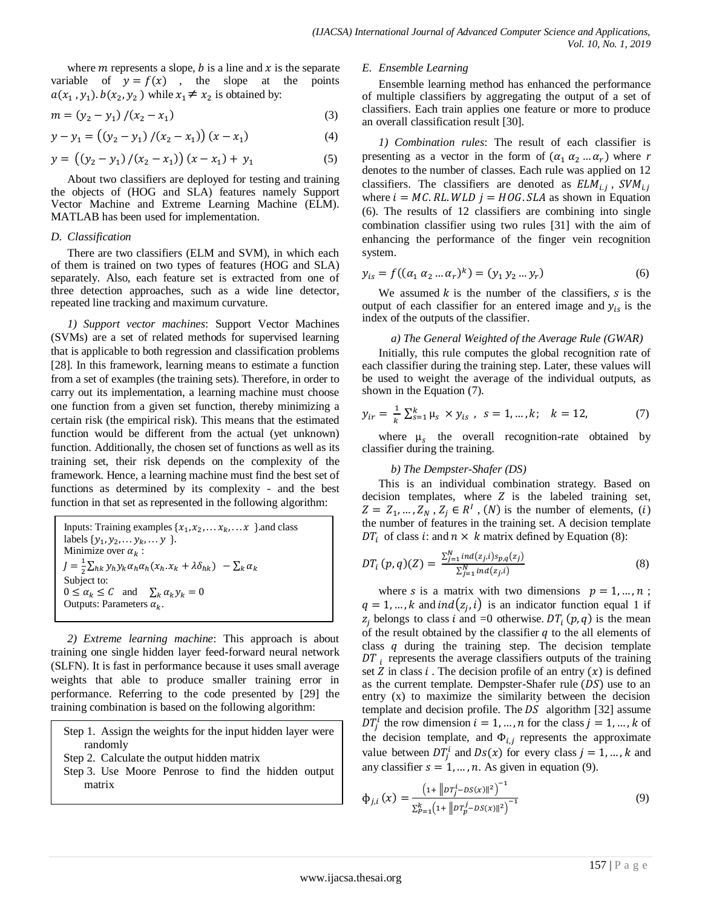where $m$ represents a slope, $b$ is a line and $x$ is the separate variable of $y = f(x)$ , the slope at the points $a(x_1, y_1).b(x_2, y_2)$ while $x_1 \neq x_2$ is obtained by:

$$m = (y_2 - y_1)/(x_2 - x_1) \tag{3}$$

$$y - y_1 = \left((y_2 - y_1)/(x_2 - x_1)\right)(x - x_1) \tag{4}$$

$$y = \left((y_2 - y_1)/(x_2 - x_1)\right)(x - x_1) + y_1 \tag{5}$$

About two classifiers are deployed for testing and training the objects of (HOG and SLA) features namely Support Vector Machine and Extreme Learning Machine (ELM). MATLAB has been used for implementation.

### *D. Classification*

There are two classifiers (ELM and SVM), in which each of them is trained on two types of features (HOG and SLA) separately. Also, each feature set is extracted from one of three detection approaches, such as a wide line detector, repeated line tracking and maximum curvature.

*1) Support vector machines*: Support Vector Machines (SVMs) are a set of related methods for supervised learning that is applicable to both regression and classification problems [28]. In this framework, learning means to estimate a function from a set of examples (the training sets). Therefore, in order to carry out its implementation, a learning machine must choose one function from a given set function, thereby minimizing a certain risk (the empirical risk). This means that the estimated function would be different from the actual (yet unknown) function. Additionally, the chosen set of functions as well as its training set, their risk depends on the complexity of the framework. Hence, a learning machine must find the best set of functions as determined by its complexity - and the best function in that set as represented in the following algorithm:

> Inputs: Training examples $\{x_1, x_2, \ldots x_k, \ldots x\}$.and class labels $\{y_1, y_2, \ldots y_k, \ldots y\}$.
> Minimize over $\alpha_k$ :
> $J = \frac{1}{2}\sum_{hk} y_h y_k \alpha_h \alpha_h (x_h.x_k + \lambda\delta_{hk}) - \sum_k \alpha_k$
> Subject to:
> $0 \leq \alpha_k \leq C$ and $\sum_k \alpha_k y_k = 0$
> Outputs: Parameters $\alpha_k$.

*2) Extreme learning machine*: This approach is about training one single hidden layer feed-forward neural network (SLFN). It is fast in performance because it uses small average weights that able to produce smaller training error in performance. Referring to the code presented by [29] the training combination is based on the following algorithm:

> Step 1. Assign the weights for the input hidden layer were randomly
> Step 2. Calculate the output hidden matrix
> Step 3. Use Moore Penrose to find the hidden output matrix

### *E. Ensemble Learning*

Ensemble learning method has enhanced the performance of multiple classifiers by aggregating the output of a set of classifiers. Each train applies one feature or more to produce an overall classification result [30].

*1) Combination rules*: The result of each classifier is presenting as a vector in the form of $(\alpha_1\ \alpha_2 \ldots \alpha_r)$ where $r$ denotes to the number of classes. Each rule was applied on 12 classifiers. The classifiers are denoted as $ELM_{i.j}$ , $SVM_{i.j}$ where $i = MC.RL.WLD$ $j = HOG.SLA$ as shown in Equation (6). The results of 12 classifiers are combining into single combination classifier using two rules [31] with the aim of enhancing the performance of the finger vein recognition system.

$$y_{is} = f((\alpha_1\ \alpha_2 \ldots \alpha_r)^k) = (y_1\ y_2 \ldots y_r) \tag{6}$$

We assumed $k$ is the number of the classifiers, $s$ is the output of each classifier for an entered image and $y_{is}$ is the index of the outputs of the classifier.

*a) The General Weighted of the Average Rule (GWAR)*

Initially, this rule computes the global recognition rate of each classifier during the training step. Later, these values will be used to weight the average of the individual outputs, as shown in the Equation (7).

$$y_{ir} = \frac{1}{k}\sum_{s=1}^{k} \mu_s \times y_{is}\ ,\ \ s = 1, \ldots, k;\ \ \ k = 12, \tag{7}$$

where $\mu_s$ the overall recognition-rate obtained by classifier during the training.

*b) The Dempster-Shafer (DS)*

This is an individual combination strategy. Based on decision templates, where $Z$ is the labeled training set, $Z = Z_1, \ldots, Z_N$ , $Z_j \in R^I$ , $(N)$ is the number of elements, $(i)$ the number of features in the training set. A decision template $DT_i$ of class $i$: and $n \times k$ matrix defined by Equation (8):

$$DT_i\,(p,q)(Z) = \frac{\sum_{j=1}^{N} ind(z_j,i) s_{p,q}(z_j)}{\sum_{j=1}^{N} ind(z_j,i)} \tag{8}$$

where $s$ is a matrix with two dimensions $p = 1, \ldots, n$ ; $q = 1, \ldots, k$ and $ind(z_j, i)$ is an indicator function equal 1 if $z_j$ belongs to class $i$ and =0 otherwise. $DT_i\,(p,q)$ is the mean of the result obtained by the classifier $q$ to the all elements of class $q$ during the training step. The decision template $DT_i$ represents the average classifiers outputs of the training set $Z$ in class $i$ . The decision profile of an entry $(x)$ is defined as the current template. Dempster-Shafer rule $(DS)$ use to an entry (x) to maximize the similarity between the decision template and decision profile. The $DS$ algorithm [32] assume $DT_j^i$ the row dimension $i = 1, \ldots, n$ for the class $j = 1, \ldots, k$ of the decision template, and $\Phi_{i,j}$ represents the approximate value between $DT_j^i$ and $Ds(x)$ for every class $j = 1, \ldots, k$ and any classifier $s = 1, \ldots, n$. As given in equation (9).

$$\Phi_{j,i}\,(x) = \frac{\left(1 + \left\|DT_j^i - DS(x)\right\|^2\right)^{-1}}{\sum_{P=1}^{k}\left(1 + \left\|DT_p^j - DS(x)\right\|^2\right)^{-1}} \tag{9}$$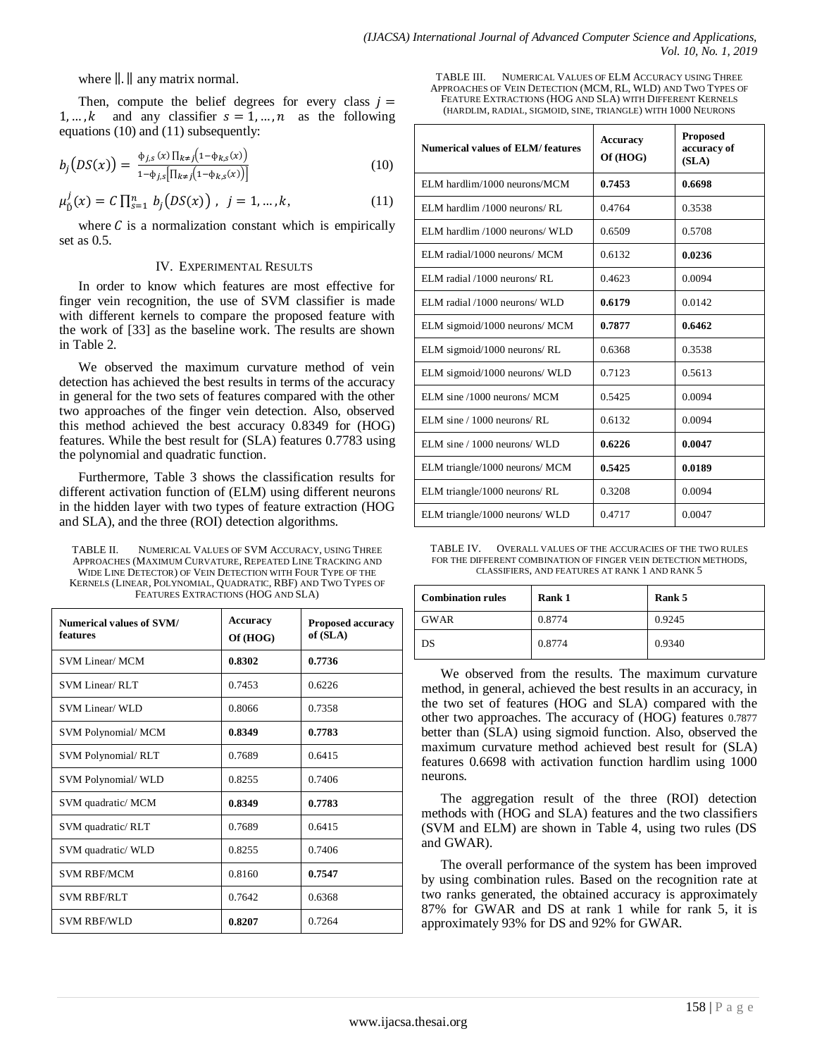where ‖.‖ any matrix normal.

Then, compute the belief degrees for every class $j = 1, \dots, k$ and any classifier $s = 1, \dots, n$ as the following equations (10) and (11) subsequently:

$$b_j\big(DS(x)\big) = \frac{\phi_{j,s}(x)\prod_{k\neq j}\big(1-\phi_{k,s}(x)\big)}{1-\phi_{j,s}\left[\prod_{k\neq j}\big(1-\phi_{k,s}(x)\big)\right]} \tag{10}$$

$$\mu_{D}^{j}(x) = C\prod_{s=1}^{n} b_j\big(DS(x)\big)\ ,\ \ j = 1, \dots, k, \tag{11}$$

where $C$ is a normalization constant which is empirically set as 0.5.

## IV. Experimental Results

In order to know which features are most effective for finger vein recognition, the use of SVM classifier is made with different kernels to compare the proposed feature with the work of [33] as the baseline work. The results are shown in Table 2.

We observed the maximum curvature method of vein detection has achieved the best results in terms of the accuracy in general for the two sets of features compared with the other two approaches of the finger vein detection. Also, observed this method achieved the best accuracy 0.8349 for (HOG) features. While the best result for (SLA) features 0.7783 using the polynomial and quadratic function.

Furthermore, Table 3 shows the classification results for different activation function of (ELM) using different neurons in the hidden layer with two types of feature extraction (HOG and SLA), and the three (ROI) detection algorithms.

TABLE II. Numerical Values of SVM Accuracy, using Three Approaches (Maximum Curvature, Repeated Line Tracking and Wide Line Detector) of Vein Detection with Four Type of the Kernels (Linear, Polynomial, Quadratic, RBF) and Two Types of Features Extractions (HOG and SLA)

| Numerical values of SVM/ features | Accuracy Of (HOG) | Proposed accuracy of (SLA) |
|---|---|---|
| SVM Linear/ MCM | **0.8302** | **0.7736** |
| SVM Linear/ RLT | 0.7453 | 0.6226 |
| SVM Linear/ WLD | 0.8066 | 0.7358 |
| SVM Polynomial/ MCM | **0.8349** | **0.7783** |
| SVM Polynomial/ RLT | 0.7689 | 0.6415 |
| SVM Polynomial/ WLD | 0.8255 | 0.7406 |
| SVM quadratic/ MCM | **0.8349** | **0.7783** |
| SVM quadratic/ RLT | 0.7689 | 0.6415 |
| SVM quadratic/ WLD | 0.8255 | 0.7406 |
| SVM RBF/MCM | 0.8160 | **0.7547** |
| SVM RBF/RLT | 0.7642 | 0.6368 |
| SVM RBF/WLD | **0.8207** | 0.7264 |

TABLE III. Numerical Values of ELM Accuracy using Three Approaches of Vein Detection (MCM, RL, WLD) and Two Types of Feature Extractions (HOG and SLA) with Different Kernels (hardlim, radial, sigmoid, sine, triangle) with 1000 Neurons

| Numerical values of ELM/ features | Accuracy Of (HOG) | Proposed accuracy of (SLA) |
|---|---|---|
| ELM hardlim/1000 neurons/MCM | **0.7453** | **0.6698** |
| ELM hardlim /1000 neurons/ RL | 0.4764 | 0.3538 |
| ELM hardlim /1000 neurons/ WLD | 0.6509 | 0.5708 |
| ELM radial/1000 neurons/ MCM | 0.6132 | **0.0236** |
| ELM radial /1000 neurons/ RL | 0.4623 | 0.0094 |
| ELM radial /1000 neurons/ WLD | **0.6179** | 0.0142 |
| ELM sigmoid/1000 neurons/ MCM | **0.7877** | **0.6462** |
| ELM sigmoid/1000 neurons/ RL | 0.6368 | 0.3538 |
| ELM sigmoid/1000 neurons/ WLD | 0.7123 | 0.5613 |
| ELM sine /1000 neurons/ MCM | 0.5425 | 0.0094 |
| ELM sine / 1000 neurons/ RL | 0.6132 | 0.0094 |
| ELM sine / 1000 neurons/ WLD | **0.6226** | **0.0047** |
| ELM triangle/1000 neurons/ MCM | **0.5425** | **0.0189** |
| ELM triangle/1000 neurons/ RL | 0.3208 | 0.0094 |
| ELM triangle/1000 neurons/ WLD | 0.4717 | 0.0047 |

TABLE IV. Overall values of the Accuracies of the Two Rules for the Different Combination of Finger Vein Detection Methods, Classifiers, and Features at Rank 1 and Rank 5

| Combination rules | Rank 1 | Rank 5 |
|---|---|---|
| GWAR | 0.8774 | 0.9245 |
| DS | 0.8774 | 0.9340 |

We observed from the results. The maximum curvature method, in general, achieved the best results in an accuracy, in the two set of features (HOG and SLA) compared with the other two approaches. The accuracy of (HOG) features 0.7877 better than (SLA) using sigmoid function. Also, observed the maximum curvature method achieved best result for (SLA) features 0.6698 with activation function hardlim using 1000 neurons.

The aggregation result of the three (ROI) detection methods with (HOG and SLA) features and the two classifiers (SVM and ELM) are shown in Table 4, using two rules (DS and GWAR).

The overall performance of the system has been improved by using combination rules. Based on the recognition rate at two ranks generated, the obtained accuracy is approximately 87% for GWAR and DS at rank 1 while for rank 5, it is approximately 93% for DS and 92% for GWAR.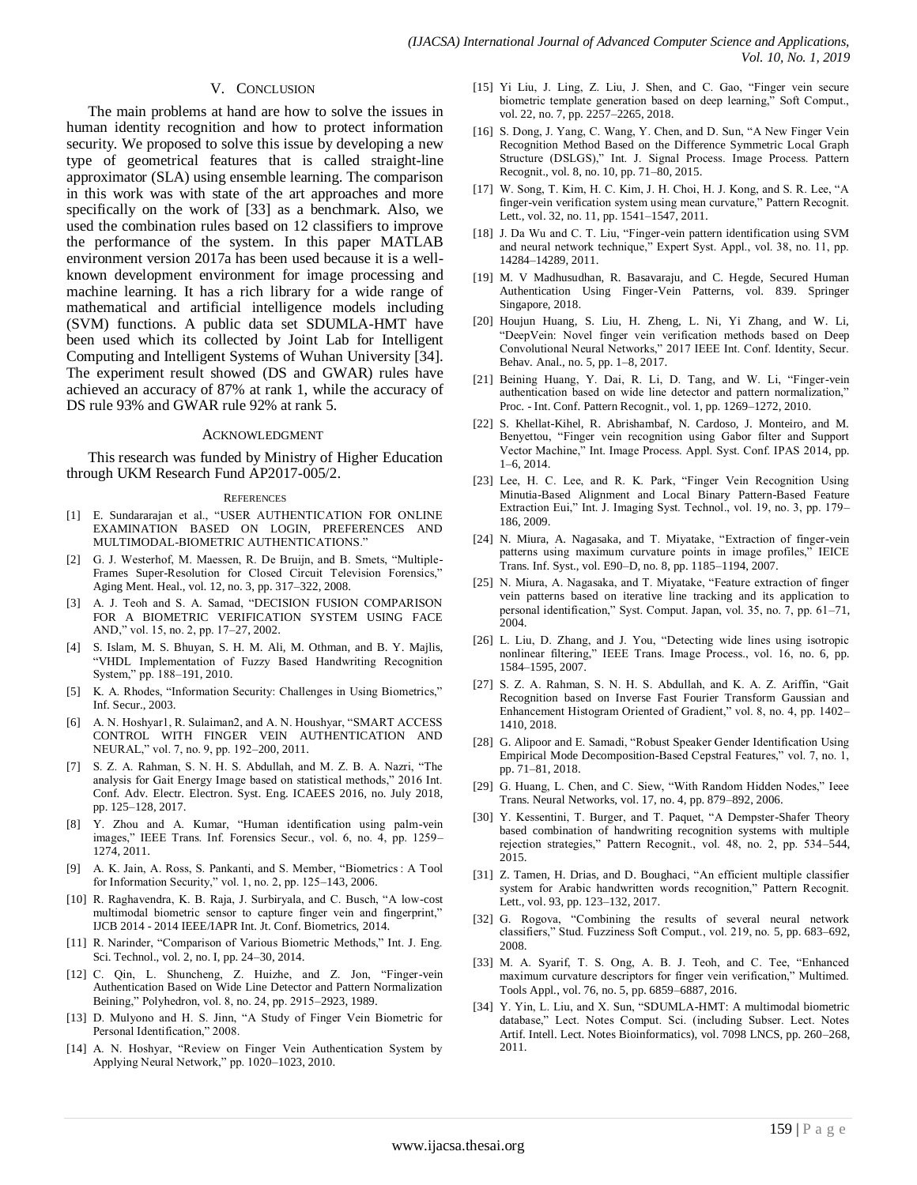## V. Conclusion

The main problems at hand are how to solve the issues in human identity recognition and how to protect information security. We proposed to solve this issue by developing a new type of geometrical features that is called straight-line approximator (SLA) using ensemble learning. The comparison in this work was with state of the art approaches and more specifically on the work of [33] as a benchmark. Also, we used the combination rules based on 12 classifiers to improve the performance of the system. In this paper MATLAB environment version 2017a has been used because it is a well-known development environment for image processing and machine learning. It has a rich library for a wide range of mathematical and artificial intelligence models including (SVM) functions. A public data set SDUMLA-HMT have been used which its collected by Joint Lab for Intelligent Computing and Intelligent Systems of Wuhan University [34]. The experiment result showed (DS and GWAR) rules have achieved an accuracy of 87% at rank 1, while the accuracy of DS rule 93% and GWAR rule 92% at rank 5.

## Acknowledgment

This research was funded by Ministry of Higher Education through UKM Research Fund AP2017-005/2.

## References

[1] E. Sundararajan et al., "USER AUTHENTICATION FOR ONLINE EXAMINATION BASED ON LOGIN, PREFERENCES AND MULTIMODAL-BIOMETRIC AUTHENTICATIONS."

[2] G. J. Westerhof, M. Maessen, R. De Bruijn, and B. Smets, "Multiple-Frames Super-Resolution for Closed Circuit Television Forensics," Aging Ment. Heal., vol. 12, no. 3, pp. 317–322, 2008.

[3] A. J. Teoh and S. A. Samad, "DECISION FUSION COMPARISON FOR A BIOMETRIC VERIFICATION SYSTEM USING FACE AND," vol. 15, no. 2, pp. 17–27, 2002.

[4] S. Islam, M. S. Bhuyan, S. H. M. Ali, M. Othman, and B. Y. Majlis, "VHDL Implementation of Fuzzy Based Handwriting Recognition System," pp. 188–191, 2010.

[5] K. A. Rhodes, "Information Security: Challenges in Using Biometrics," Inf. Secur., 2003.

[6] A. N. Hoshyar1, R. Sulaiman2, and A. N. Houshyar, "SMART ACCESS CONTROL WITH FINGER VEIN AUTHENTICATION AND NEURAL," vol. 7, no. 9, pp. 192–200, 2011.

[7] S. Z. A. Rahman, S. N. H. S. Abdullah, and M. Z. B. A. Nazri, "The analysis for Gait Energy Image based on statistical methods," 2016 Int. Conf. Adv. Electr. Electron. Syst. Eng. ICAEES 2016, no. July 2018, pp. 125–128, 2017.

[8] Y. Zhou and A. Kumar, "Human identification using palm-vein images," IEEE Trans. Inf. Forensics Secur., vol. 6, no. 4, pp. 1259–1274, 2011.

[9] A. K. Jain, A. Ross, S. Pankanti, and S. Member, "Biometrics : A Tool for Information Security," vol. 1, no. 2, pp. 125–143, 2006.

[10] R. Raghavendra, K. B. Raja, J. Surbiryala, and C. Busch, "A low-cost multimodal biometric sensor to capture finger vein and fingerprint," IJCB 2014 - 2014 IEEE/IAPR Int. Jt. Conf. Biometrics, 2014.

[11] R. Narinder, "Comparison of Various Biometric Methods," Int. J. Eng. Sci. Technol., vol. 2, no. I, pp. 24–30, 2014.

[12] C. Qin, L. Shuncheng, Z. Huizhe, and Z. Jon, "Finger-vein Authentication Based on Wide Line Detector and Pattern Normalization Beining," Polyhedron, vol. 8, no. 24, pp. 2915–2923, 1989.

[13] D. Mulyono and H. S. Jinn, "A Study of Finger Vein Biometric for Personal Identification," 2008.

[14] A. N. Hoshyar, "Review on Finger Vein Authentication System by Applying Neural Network," pp. 1020–1023, 2010.

[15] Yi Liu, J. Ling, Z. Liu, J. Shen, and C. Gao, "Finger vein secure biometric template generation based on deep learning," Soft Comput., vol. 22, no. 7, pp. 2257–2265, 2018.

[16] S. Dong, J. Yang, C. Wang, Y. Chen, and D. Sun, "A New Finger Vein Recognition Method Based on the Difference Symmetric Local Graph Structure (DSLGS)," Int. J. Signal Process. Image Process. Pattern Recognit., vol. 8, no. 10, pp. 71–80, 2015.

[17] W. Song, T. Kim, H. C. Kim, J. H. Choi, H. J. Kong, and S. R. Lee, "A finger-vein verification system using mean curvature," Pattern Recognit. Lett., vol. 32, no. 11, pp. 1541–1547, 2011.

[18] J. Da Wu and C. T. Liu, "Finger-vein pattern identification using SVM and neural network technique," Expert Syst. Appl., vol. 38, no. 11, pp. 14284–14289, 2011.

[19] M. V Madhusudhan, R. Basavaraju, and C. Hegde, Secured Human Authentication Using Finger-Vein Patterns, vol. 839. Springer Singapore, 2018.

[20] Houjun Huang, S. Liu, H. Zheng, L. Ni, Yi Zhang, and W. Li, "DeepVein: Novel finger vein verification methods based on Deep Convolutional Neural Networks," 2017 IEEE Int. Conf. Identity, Secur. Behav. Anal., no. 5, pp. 1–8, 2017.

[21] Beining Huang, Y. Dai, R. Li, D. Tang, and W. Li, "Finger-vein authentication based on wide line detector and pattern normalization," Proc. - Int. Conf. Pattern Recognit., vol. 1, pp. 1269–1272, 2010.

[22] S. Khellat-Kihel, R. Abrishambaf, N. Cardoso, J. Monteiro, and M. Benyettou, "Finger vein recognition using Gabor filter and Support Vector Machine," Int. Image Process. Appl. Syst. Conf. IPAS 2014, pp. 1–6, 2014.

[23] Lee, H. C. Lee, and R. K. Park, "Finger Vein Recognition Using Minutia-Based Alignment and Local Binary Pattern-Based Feature Extraction Eui," Int. J. Imaging Syst. Technol., vol. 19, no. 3, pp. 179–186, 2009.

[24] N. Miura, A. Nagasaka, and T. Miyatake, "Extraction of finger-vein patterns using maximum curvature points in image profiles," IEICE Trans. Inf. Syst., vol. E90–D, no. 8, pp. 1185–1194, 2007.

[25] N. Miura, A. Nagasaka, and T. Miyatake, "Feature extraction of finger vein patterns based on iterative line tracking and its application to personal identification," Syst. Comput. Japan, vol. 35, no. 7, pp. 61–71, 2004.

[26] L. Liu, D. Zhang, and J. You, "Detecting wide lines using isotropic nonlinear filtering," IEEE Trans. Image Process., vol. 16, no. 6, pp. 1584–1595, 2007.

[27] S. Z. A. Rahman, S. N. H. S. Abdullah, and K. A. Z. Ariffin, "Gait Recognition based on Inverse Fast Fourier Transform Gaussian and Enhancement Histogram Oriented of Gradient," vol. 8, no. 4, pp. 1402–1410, 2018.

[28] G. Alipoor and E. Samadi, "Robust Speaker Gender Identification Using Empirical Mode Decomposition-Based Cepstral Features," vol. 7, no. 1, pp. 71–81, 2018.

[29] G. Huang, L. Chen, and C. Siew, "With Random Hidden Nodes," Ieee Trans. Neural Networks, vol. 17, no. 4, pp. 879–892, 2006.

[30] Y. Kessentini, T. Burger, and T. Paquet, "A Dempster-Shafer Theory based combination of handwriting recognition systems with multiple rejection strategies," Pattern Recognit., vol. 48, no. 2, pp. 534–544, 2015.

[31] Z. Tamen, H. Drias, and D. Boughaci, "An efficient multiple classifier system for Arabic handwritten words recognition," Pattern Recognit. Lett., vol. 93, pp. 123–132, 2017.

[32] G. Rogova, "Combining the results of several neural network classifiers," Stud. Fuzziness Soft Comput., vol. 219, no. 5, pp. 683–692, 2008.

[33] M. A. Syarif, T. S. Ong, A. B. J. Teoh, and C. Tee, "Enhanced maximum curvature descriptors for finger vein verification," Multimed. Tools Appl., vol. 76, no. 5, pp. 6859–6887, 2016.

[34] Y. Yin, L. Liu, and X. Sun, "SDUMLA-HMT: A multimodal biometric database," Lect. Notes Comput. Sci. (including Subser. Lect. Notes Artif. Intell. Lect. Notes Bioinformatics), vol. 7098 LNCS, pp. 260–268, 2011.